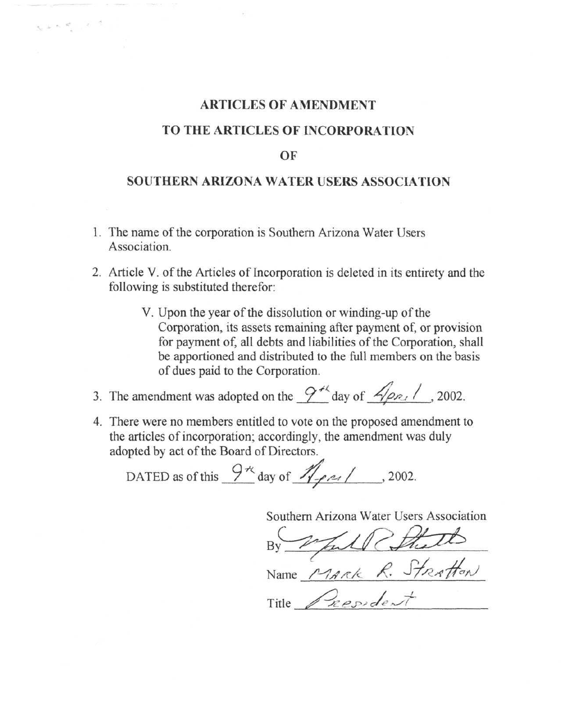# ARTICLES OF AMENDMENT

# TO THE ARTICLES OF INCORPORATION

# OF

# SOUTHERN ARIZONA WATER USERS ASSOCIATION

1. The name of the corporation is Southern Arizona Water Users Association.

2. Article V. of the Articles of Incorporation is deleted in its entirety and the following is substituted therefor:

   V. Upon the year of the dissolution or winding-up of the Corporation, its assets remaining after payment of, or provision for payment of, all debts and liabilities of the Corporation, shall be apportioned and distributed to the full members on the basis of dues paid to the Corporation.

3. The amendment was adopted on the 9th day of April, 2002.

4. There were no members entitled to vote on the proposed amendment to the articles of incorporation; accordingly, the amendment was duly adopted by act of the Board of Directors.

DATED as of this 9th day of April, 2002.

Southern Arizona Water Users Association

By [signature]

Name MARK R. STRATTON

Title President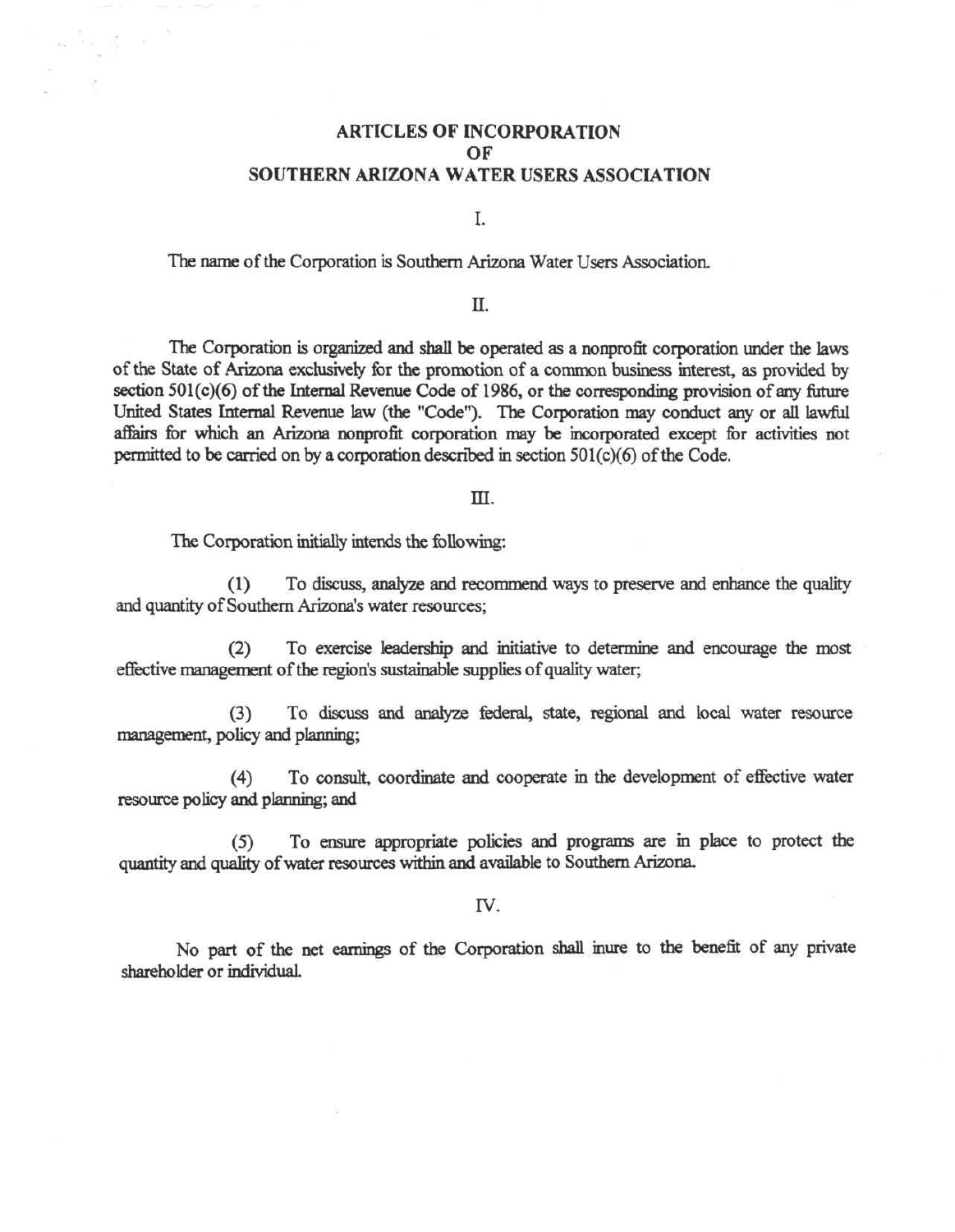# ARTICLES OF INCORPORATION
# OF
# SOUTHERN ARIZONA WATER USERS ASSOCIATION

I.

The name of the Corporation is Southern Arizona Water Users Association.

II.

The Corporation is organized and shall be operated as a nonprofit corporation under the laws of the State of Arizona exclusively for the promotion of a common business interest, as provided by section 501(c)(6) of the Internal Revenue Code of 1986, or the corresponding provision of any future United States Internal Revenue law (the "Code"). The Corporation may conduct any or all lawful affairs for which an Arizona nonprofit corporation may be incorporated except for activities not permitted to be carried on by a corporation described in section 501(c)(6) of the Code.

III.

The Corporation initially intends the following:

(1) To discuss, analyze and recommend ways to preserve and enhance the quality and quantity of Southern Arizona's water resources;

(2) To exercise leadership and initiative to determine and encourage the most effective management of the region's sustainable supplies of quality water;

(3) To discuss and analyze federal, state, regional and local water resource management, policy and planning;

(4) To consult, coordinate and cooperate in the development of effective water resource policy and planning; and

(5) To ensure appropriate policies and programs are in place to protect the quantity and quality of water resources within and available to Southern Arizona.

IV.

No part of the net earnings of the Corporation shall inure to the benefit of any private shareholder or individual.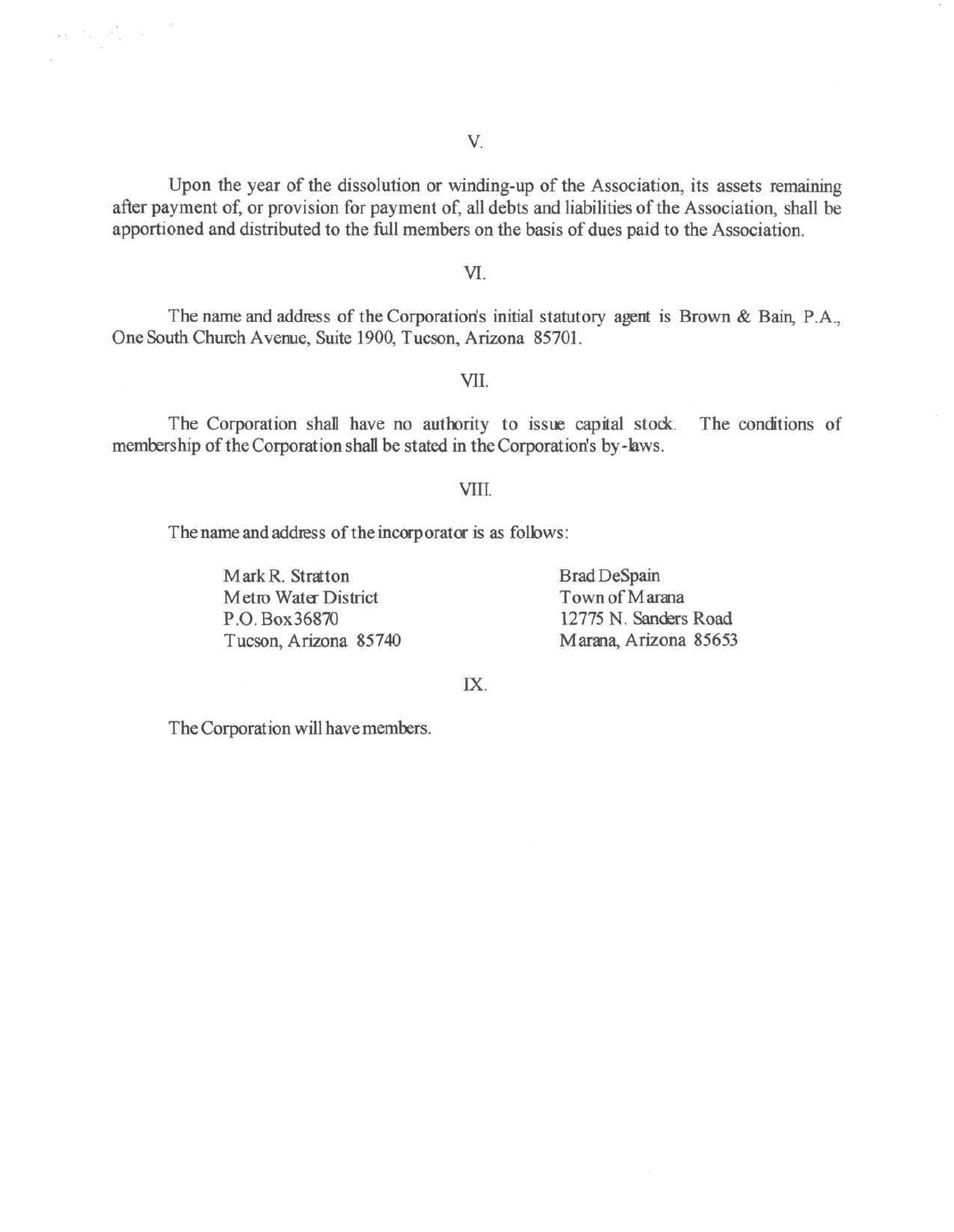V.

Upon the year of the dissolution or winding-up of the Association, its assets remaining after payment of, or provision for payment of, all debts and liabilities of the Association, shall be apportioned and distributed to the full members on the basis of dues paid to the Association.

VI.

The name and address of the Corporation's initial statutory agent is Brown & Bain, P.A., One South Church Avenue, Suite 1900, Tucson, Arizona 85701.

VII.

The Corporation shall have no authority to issue capital stock. The conditions of membership of the Corporation shall be stated in the Corporation's by-laws.

VIII.

The name and address of the incorporator is as follows:

Mark R. Stratton
Metro Water District
P.O. Box 36870
Tucson, Arizona 85740

Brad DeSpain
Town of Marana
12775 N. Sanders Road
Marana, Arizona 85653

IX.

The Corporation will have members.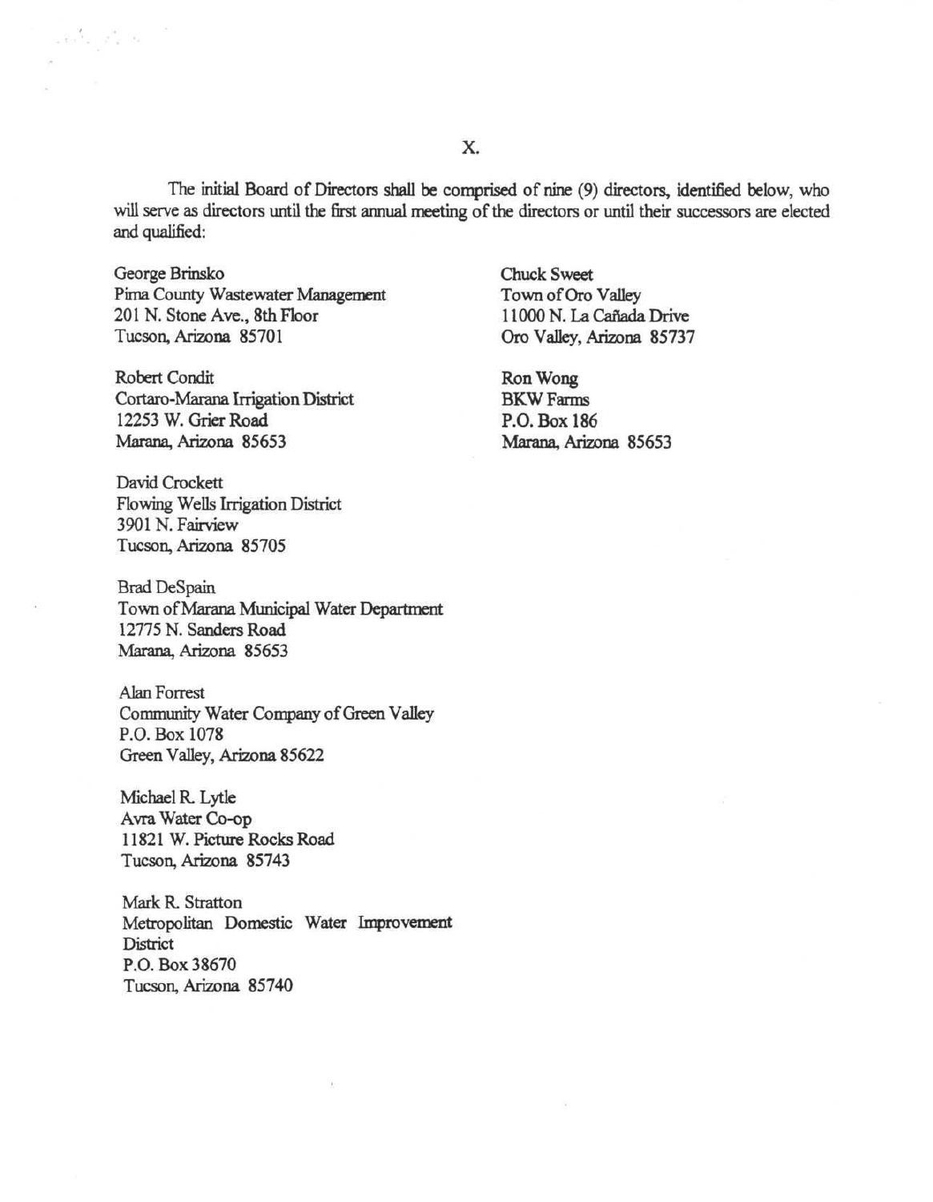# X.

The initial Board of Directors shall be comprised of nine (9) directors, identified below, who will serve as directors until the first annual meeting of the directors or until their successors are elected and qualified:

George Brinsko
Pima County Wastewater Management
201 N. Stone Ave., 8th Floor
Tucson, Arizona 85701

Robert Condit
Cortaro-Marana Irrigation District
12253 W. Grier Road
Marana, Arizona 85653

David Crockett
Flowing Wells Irrigation District
3901 N. Fairview
Tucson, Arizona 85705

Brad DeSpain
Town of Marana Municipal Water Department
12775 N. Sanders Road
Marana, Arizona 85653

Alan Forrest
Community Water Company of Green Valley
P.O. Box 1078
Green Valley, Arizona 85622

Michael R. Lytle
Avra Water Co-op
11821 W. Picture Rocks Road
Tucson, Arizona 85743

Mark R. Stratton
Metropolitan Domestic Water Improvement District
P.O. Box 38670
Tucson, Arizona 85740

Chuck Sweet
Town of Oro Valley
11000 N. La Cañada Drive
Oro Valley, Arizona 85737

Ron Wong
BKW Farms
P.O. Box 186
Marana, Arizona 85653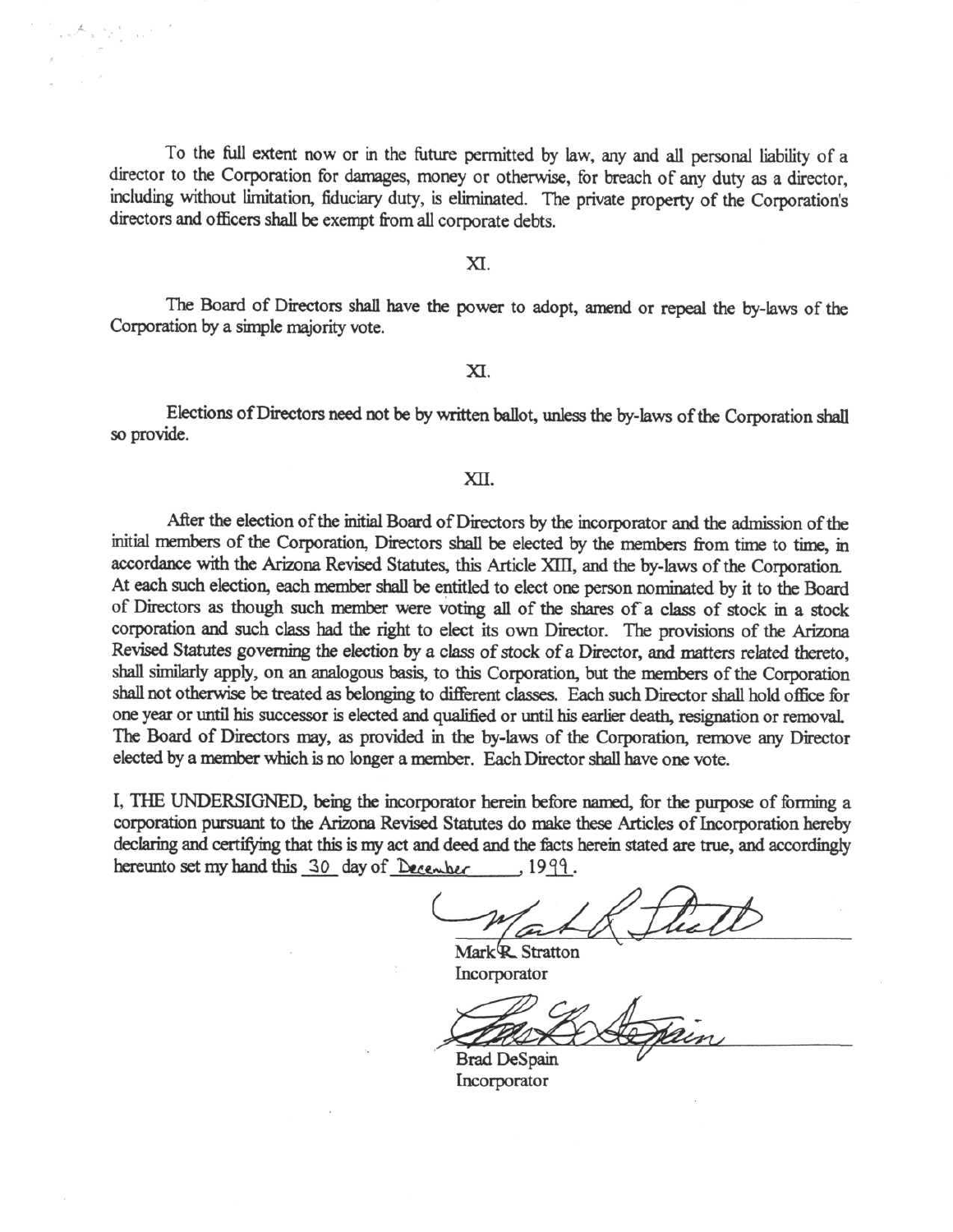To the full extent now or in the future permitted by law, any and all personal liability of a director to the Corporation for damages, money or otherwise, for breach of any duty as a director, including without limitation, fiduciary duty, is eliminated. The private property of the Corporation's directors and officers shall be exempt from all corporate debts.

XI.

The Board of Directors shall have the power to adopt, amend or repeal the by-laws of the Corporation by a simple majority vote.

XI.

Elections of Directors need not be by written ballot, unless the by-laws of the Corporation shall so provide.

XII.

After the election of the initial Board of Directors by the incorporator and the admission of the initial members of the Corporation, Directors shall be elected by the members from time to time, in accordance with the Arizona Revised Statutes, this Article XIII, and the by-laws of the Corporation. At each such election, each member shall be entitled to elect one person nominated by it to the Board of Directors as though such member were voting all of the shares of a class of stock in a stock corporation and such class had the right to elect its own Director. The provisions of the Arizona Revised Statutes governing the election by a class of stock of a Director, and matters related thereto, shall similarly apply, on an analogous basis, to this Corporation, but the members of the Corporation shall not otherwise be treated as belonging to different classes. Each such Director shall hold office for one year or until his successor is elected and qualified or until his earlier death, resignation or removal. The Board of Directors may, as provided in the by-laws of the Corporation, remove any Director elected by a member which is no longer a member. Each Director shall have one vote.

I, THE UNDERSIGNED, being the incorporator herein before named, for the purpose of forming a corporation pursuant to the Arizona Revised Statutes do make these Articles of Incorporation hereby declaring and certifying that this is my act and deed and the facts herein stated are true, and accordingly hereunto set my hand this 30 day of December, 1999.

Mark R. Stratton
Incorporator

Brad DeSpain
Incorporator